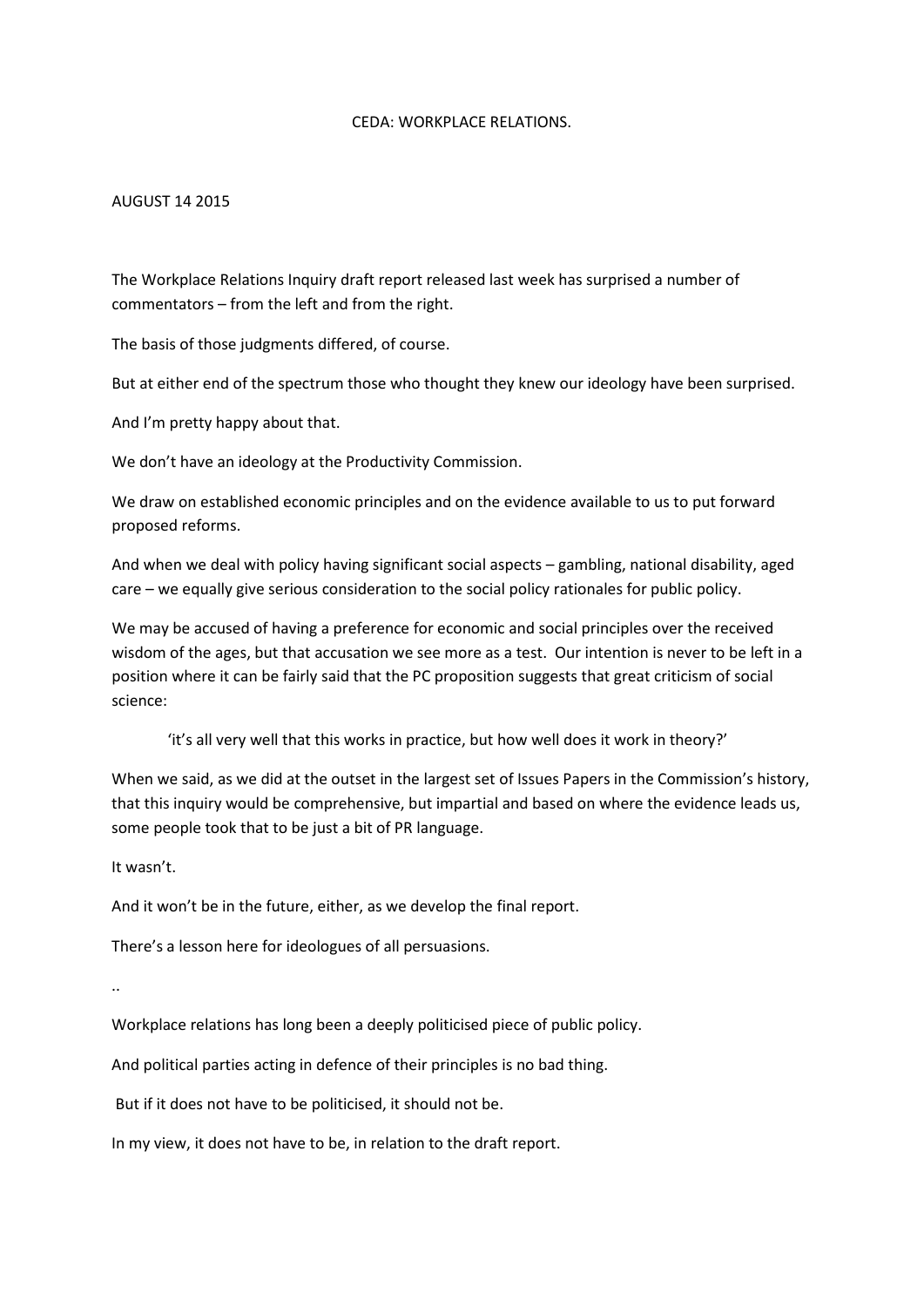CEDA: WORKPLACE RELATIONS.

AUGUST 14 2015

The Workplace Relations Inquiry draft report released last week has surprised a number of commentators – from the left and from the right.

The basis of those judgments differed, of course.

But at either end of the spectrum those who thought they knew our ideology have been surprised.

And I'm pretty happy about that.

We don't have an ideology at the Productivity Commission.

We draw on established economic principles and on the evidence available to us to put forward proposed reforms.

And when we deal with policy having significant social aspects – gambling, national disability, aged care – we equally give serious consideration to the social policy rationales for public policy.

We may be accused of having a preference for economic and social principles over the received wisdom of the ages, but that accusation we see more as a test. Our intention is never to be left in a position where it can be fairly said that the PC proposition suggests that great criticism of social science:

> 'it's all very well that this works in practice, but how well does it work in theory?'

When we said, as we did at the outset in the largest set of Issues Papers in the Commission's history, that this inquiry would be comprehensive, but impartial and based on where the evidence leads us, some people took that to be just a bit of PR language.

It wasn't.

And it won't be in the future, either, as we develop the final report.

There's a lesson here for ideologues of all persuasions.

..

Workplace relations has long been a deeply politicised piece of public policy.

And political parties acting in defence of their principles is no bad thing.

But if it does not have to be politicised, it should not be.

In my view, it does not have to be, in relation to the draft report.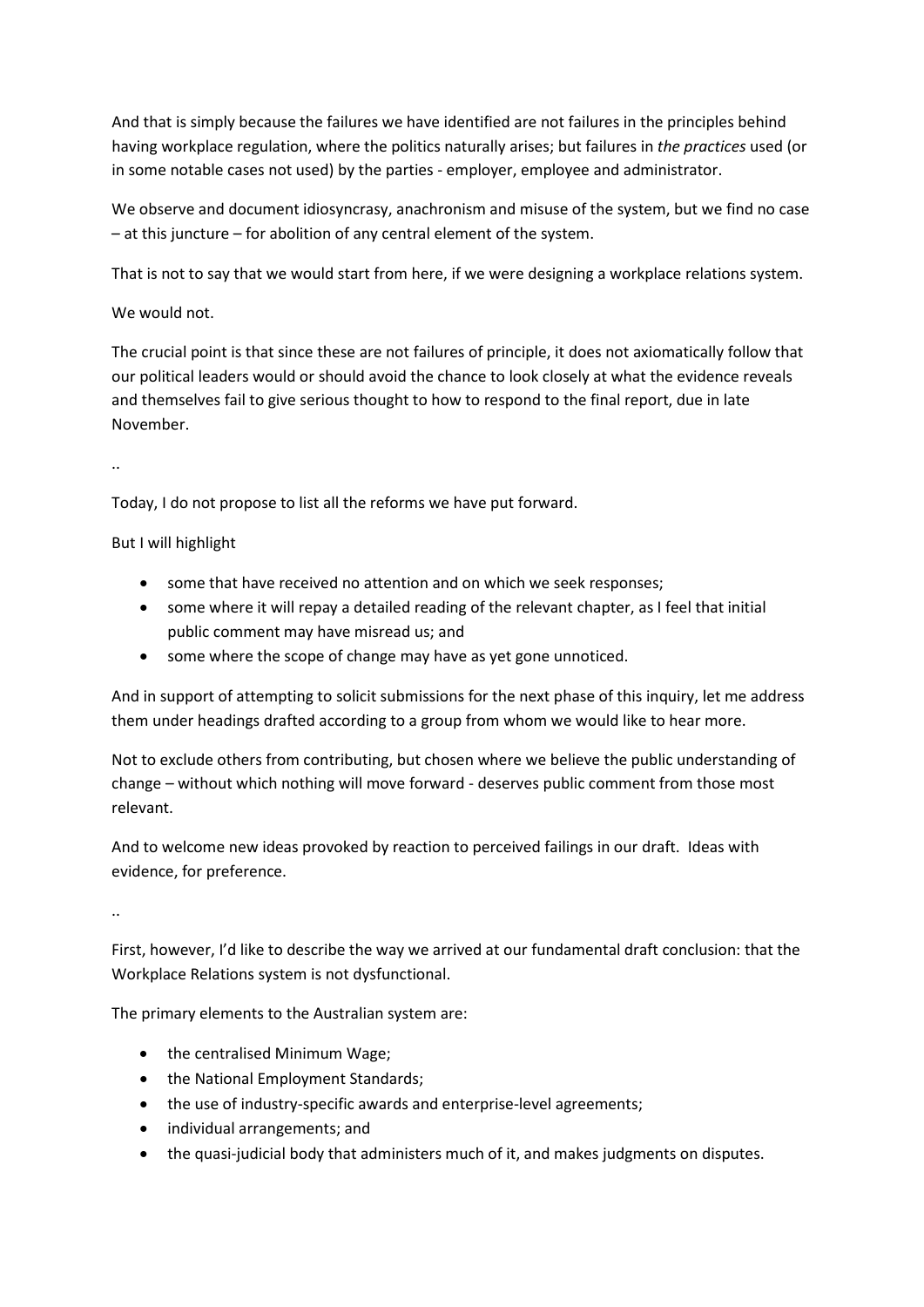And that is simply because the failures we have identified are not failures in the principles behind having workplace regulation, where the politics naturally arises; but failures in *the practices* used (or in some notable cases not used) by the parties - employer, employee and administrator.

We observe and document idiosyncrasy, anachronism and misuse of the system, but we find no case – at this juncture – for abolition of any central element of the system.

That is not to say that we would start from here, if we were designing a workplace relations system.

We would not.

The crucial point is that since these are not failures of principle, it does not axiomatically follow that our political leaders would or should avoid the chance to look closely at what the evidence reveals and themselves fail to give serious thought to how to respond to the final report, due in late November.

..

Today, I do not propose to list all the reforms we have put forward.

But I will highlight

- some that have received no attention and on which we seek responses;
- some where it will repay a detailed reading of the relevant chapter, as I feel that initial public comment may have misread us; and
- some where the scope of change may have as yet gone unnoticed.

And in support of attempting to solicit submissions for the next phase of this inquiry, let me address them under headings drafted according to a group from whom we would like to hear more.

Not to exclude others from contributing, but chosen where we believe the public understanding of change – without which nothing will move forward - deserves public comment from those most relevant.

And to welcome new ideas provoked by reaction to perceived failings in our draft. Ideas with evidence, for preference.

..

First, however, I'd like to describe the way we arrived at our fundamental draft conclusion: that the Workplace Relations system is not dysfunctional.

The primary elements to the Australian system are:

- the centralised Minimum Wage;
- the National Employment Standards;
- the use of industry-specific awards and enterprise-level agreements;
- individual arrangements; and
- the quasi-judicial body that administers much of it, and makes judgments on disputes.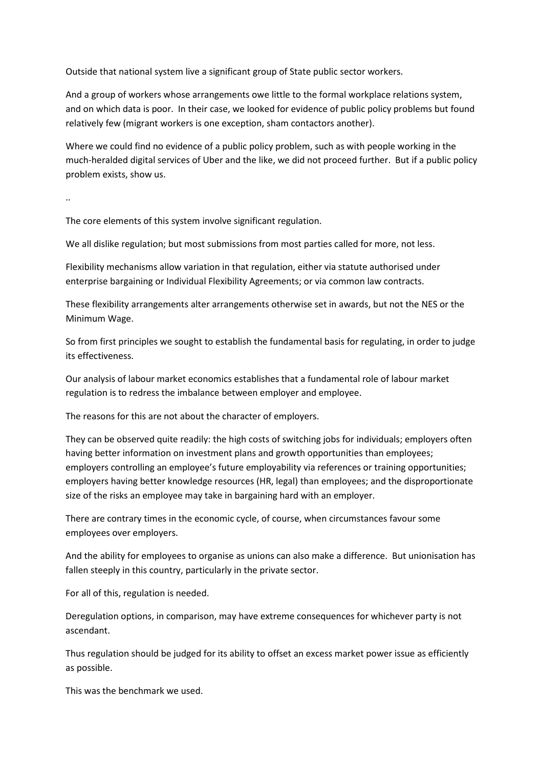Outside that national system live a significant group of State public sector workers.

And a group of workers whose arrangements owe little to the formal workplace relations system, and on which data is poor. In their case, we looked for evidence of public policy problems but found relatively few (migrant workers is one exception, sham contactors another).

Where we could find no evidence of a public policy problem, such as with people working in the much-heralded digital services of Uber and the like, we did not proceed further. But if a public policy problem exists, show us.

..

The core elements of this system involve significant regulation.

We all dislike regulation; but most submissions from most parties called for more, not less.

Flexibility mechanisms allow variation in that regulation, either via statute authorised under enterprise bargaining or Individual Flexibility Agreements; or via common law contracts.

These flexibility arrangements alter arrangements otherwise set in awards, but not the NES or the Minimum Wage.

So from first principles we sought to establish the fundamental basis for regulating, in order to judge its effectiveness.

Our analysis of labour market economics establishes that a fundamental role of labour market regulation is to redress the imbalance between employer and employee.

The reasons for this are not about the character of employers.

They can be observed quite readily: the high costs of switching jobs for individuals; employers often having better information on investment plans and growth opportunities than employees; employers controlling an employee's future employability via references or training opportunities; employers having better knowledge resources (HR, legal) than employees; and the disproportionate size of the risks an employee may take in bargaining hard with an employer.

There are contrary times in the economic cycle, of course, when circumstances favour some employees over employers.

And the ability for employees to organise as unions can also make a difference. But unionisation has fallen steeply in this country, particularly in the private sector.

For all of this, regulation is needed.

Deregulation options, in comparison, may have extreme consequences for whichever party is not ascendant.

Thus regulation should be judged for its ability to offset an excess market power issue as efficiently as possible.

This was the benchmark we used.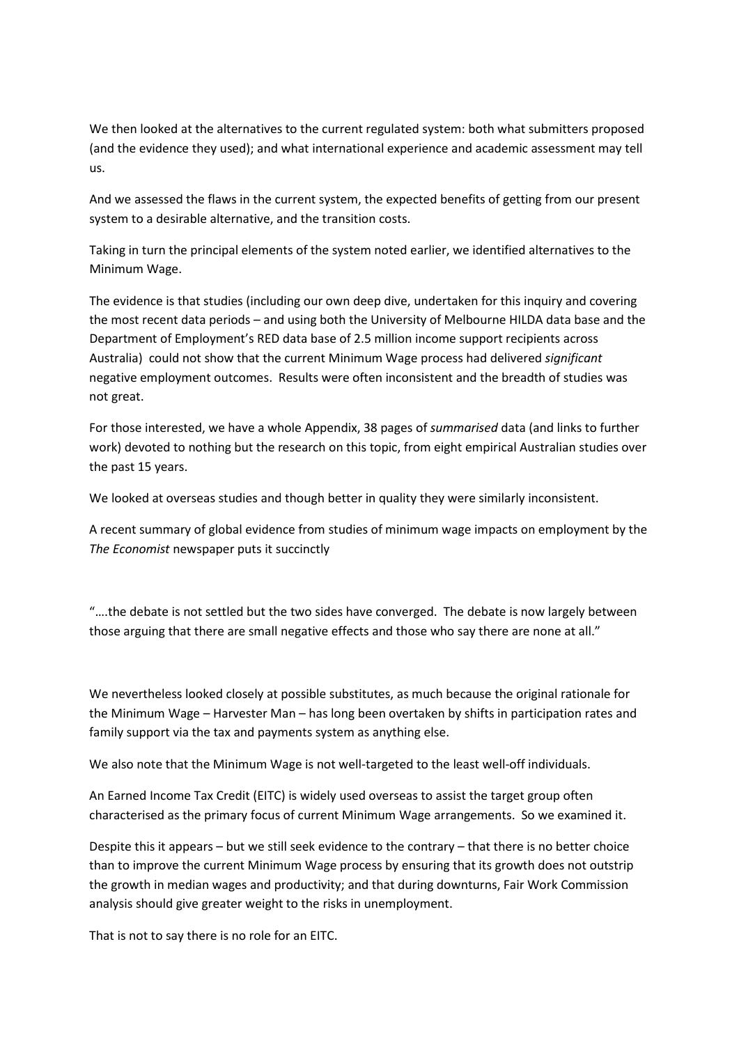We then looked at the alternatives to the current regulated system: both what submitters proposed (and the evidence they used); and what international experience and academic assessment may tell us.

And we assessed the flaws in the current system, the expected benefits of getting from our present system to a desirable alternative, and the transition costs.

Taking in turn the principal elements of the system noted earlier, we identified alternatives to the Minimum Wage.

The evidence is that studies (including our own deep dive, undertaken for this inquiry and covering the most recent data periods – and using both the University of Melbourne HILDA data base and the Department of Employment's RED data base of 2.5 million income support recipients across Australia) could not show that the current Minimum Wage process had delivered *significant* negative employment outcomes. Results were often inconsistent and the breadth of studies was not great.

For those interested, we have a whole Appendix, 38 pages of *summarised* data (and links to further work) devoted to nothing but the research on this topic, from eight empirical Australian studies over the past 15 years.

We looked at overseas studies and though better in quality they were similarly inconsistent.

A recent summary of global evidence from studies of minimum wage impacts on employment by the *The Economist* newspaper puts it succinctly

"….the debate is not settled but the two sides have converged. The debate is now largely between those arguing that there are small negative effects and those who say there are none at all."

We nevertheless looked closely at possible substitutes, as much because the original rationale for the Minimum Wage – Harvester Man – has long been overtaken by shifts in participation rates and family support via the tax and payments system as anything else.

We also note that the Minimum Wage is not well-targeted to the least well-off individuals.

An Earned Income Tax Credit (EITC) is widely used overseas to assist the target group often characterised as the primary focus of current Minimum Wage arrangements. So we examined it.

Despite this it appears – but we still seek evidence to the contrary – that there is no better choice than to improve the current Minimum Wage process by ensuring that its growth does not outstrip the growth in median wages and productivity; and that during downturns, Fair Work Commission analysis should give greater weight to the risks in unemployment.

That is not to say there is no role for an EITC.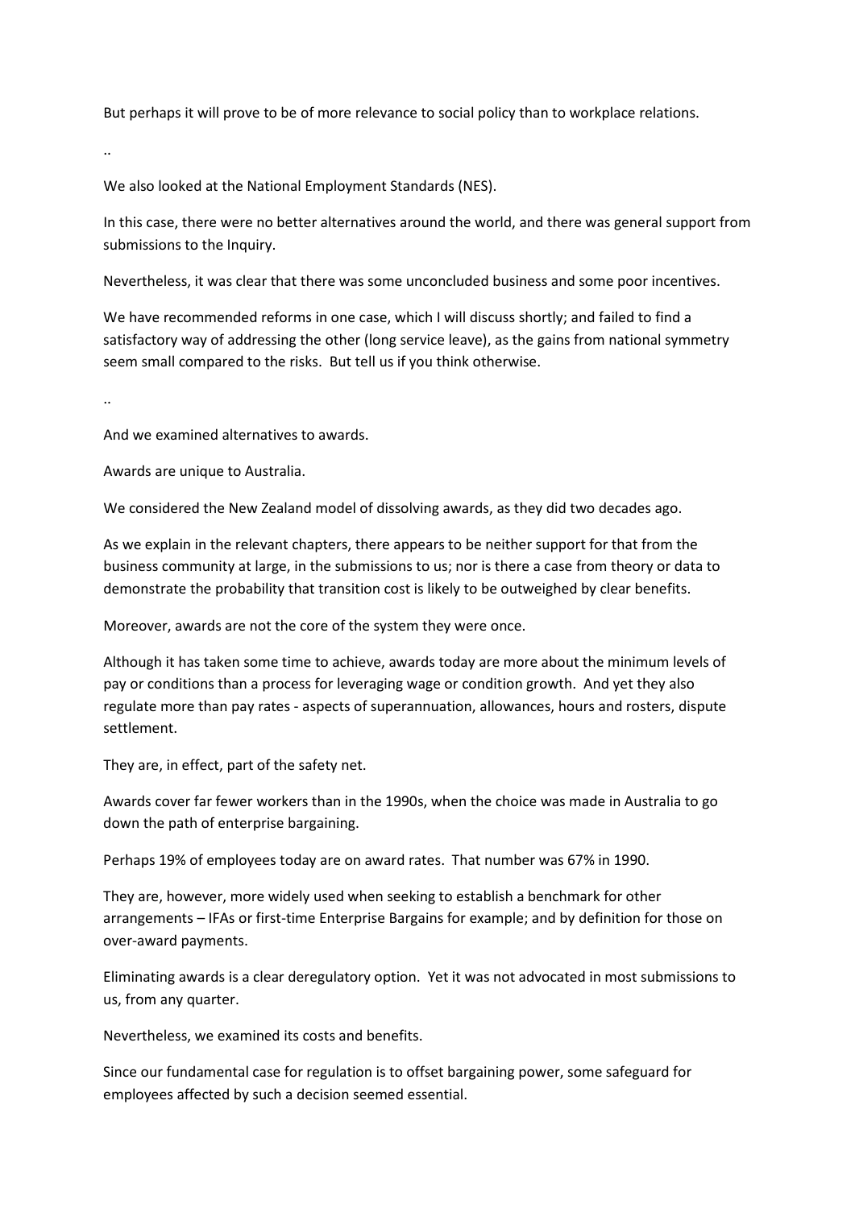But perhaps it will prove to be of more relevance to social policy than to workplace relations.

..

We also looked at the National Employment Standards (NES).

In this case, there were no better alternatives around the world, and there was general support from submissions to the Inquiry.

Nevertheless, it was clear that there was some unconcluded business and some poor incentives.

We have recommended reforms in one case, which I will discuss shortly; and failed to find a satisfactory way of addressing the other (long service leave), as the gains from national symmetry seem small compared to the risks. But tell us if you think otherwise.

..

And we examined alternatives to awards.

Awards are unique to Australia.

We considered the New Zealand model of dissolving awards, as they did two decades ago.

As we explain in the relevant chapters, there appears to be neither support for that from the business community at large, in the submissions to us; nor is there a case from theory or data to demonstrate the probability that transition cost is likely to be outweighed by clear benefits.

Moreover, awards are not the core of the system they were once.

Although it has taken some time to achieve, awards today are more about the minimum levels of pay or conditions than a process for leveraging wage or condition growth. And yet they also regulate more than pay rates - aspects of superannuation, allowances, hours and rosters, dispute settlement.

They are, in effect, part of the safety net.

Awards cover far fewer workers than in the 1990s, when the choice was made in Australia to go down the path of enterprise bargaining.

Perhaps 19% of employees today are on award rates. That number was 67% in 1990.

They are, however, more widely used when seeking to establish a benchmark for other arrangements – IFAs or first-time Enterprise Bargains for example; and by definition for those on over-award payments.

Eliminating awards is a clear deregulatory option. Yet it was not advocated in most submissions to us, from any quarter.

Nevertheless, we examined its costs and benefits.

Since our fundamental case for regulation is to offset bargaining power, some safeguard for employees affected by such a decision seemed essential.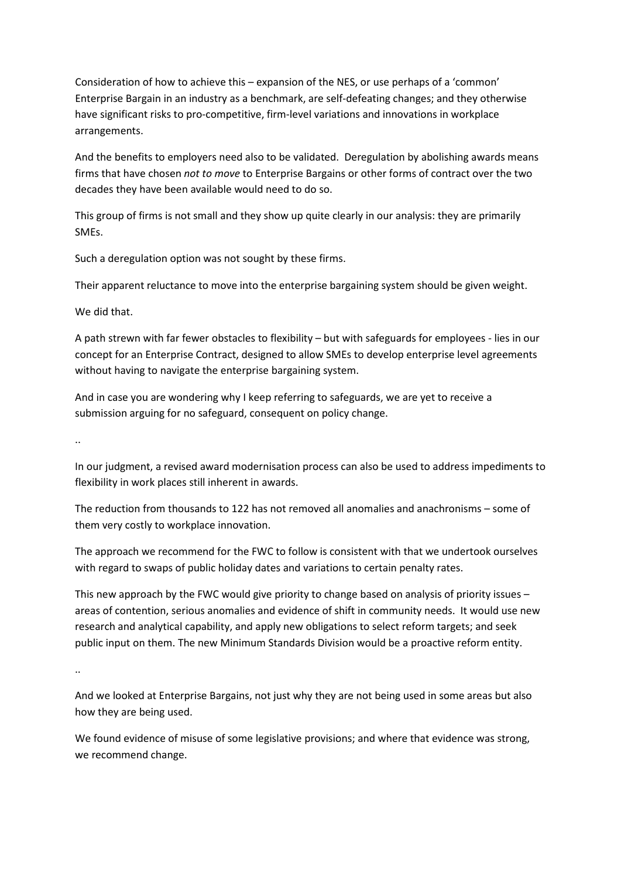Consideration of how to achieve this – expansion of the NES, or use perhaps of a 'common' Enterprise Bargain in an industry as a benchmark, are self-defeating changes; and they otherwise have significant risks to pro-competitive, firm-level variations and innovations in workplace arrangements.

And the benefits to employers need also to be validated. Deregulation by abolishing awards means firms that have chosen *not to move* to Enterprise Bargains or other forms of contract over the two decades they have been available would need to do so.

This group of firms is not small and they show up quite clearly in our analysis: they are primarily SMEs.

Such a deregulation option was not sought by these firms.

Their apparent reluctance to move into the enterprise bargaining system should be given weight.

We did that.

A path strewn with far fewer obstacles to flexibility – but with safeguards for employees - lies in our concept for an Enterprise Contract, designed to allow SMEs to develop enterprise level agreements without having to navigate the enterprise bargaining system.

And in case you are wondering why I keep referring to safeguards, we are yet to receive a submission arguing for no safeguard, consequent on policy change.

..

In our judgment, a revised award modernisation process can also be used to address impediments to flexibility in work places still inherent in awards.

The reduction from thousands to 122 has not removed all anomalies and anachronisms – some of them very costly to workplace innovation.

The approach we recommend for the FWC to follow is consistent with that we undertook ourselves with regard to swaps of public holiday dates and variations to certain penalty rates.

This new approach by the FWC would give priority to change based on analysis of priority issues – areas of contention, serious anomalies and evidence of shift in community needs. It would use new research and analytical capability, and apply new obligations to select reform targets; and seek public input on them. The new Minimum Standards Division would be a proactive reform entity.

..

And we looked at Enterprise Bargains, not just why they are not being used in some areas but also how they are being used.

We found evidence of misuse of some legislative provisions; and where that evidence was strong, we recommend change.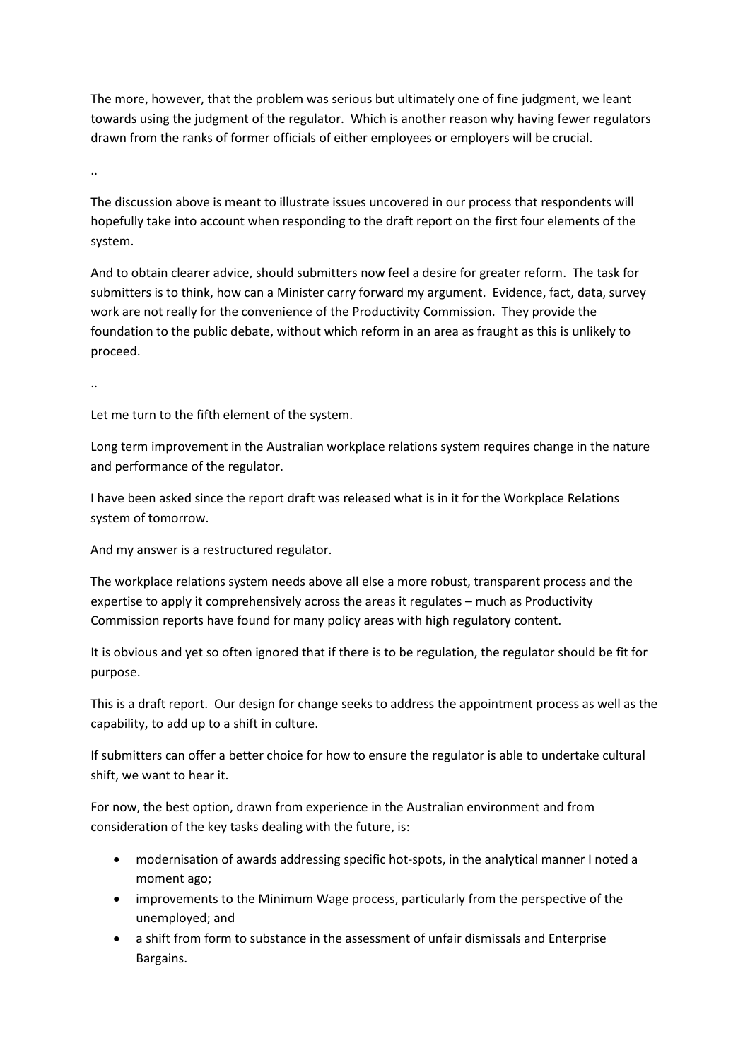The more, however, that the problem was serious but ultimately one of fine judgment, we leant towards using the judgment of the regulator. Which is another reason why having fewer regulators drawn from the ranks of former officials of either employees or employers will be crucial.

..

The discussion above is meant to illustrate issues uncovered in our process that respondents will hopefully take into account when responding to the draft report on the first four elements of the system.

And to obtain clearer advice, should submitters now feel a desire for greater reform. The task for submitters is to think, how can a Minister carry forward my argument. Evidence, fact, data, survey work are not really for the convenience of the Productivity Commission. They provide the foundation to the public debate, without which reform in an area as fraught as this is unlikely to proceed.

..

Let me turn to the fifth element of the system.

Long term improvement in the Australian workplace relations system requires change in the nature and performance of the regulator.

I have been asked since the report draft was released what is in it for the Workplace Relations system of tomorrow.

And my answer is a restructured regulator.

The workplace relations system needs above all else a more robust, transparent process and the expertise to apply it comprehensively across the areas it regulates – much as Productivity Commission reports have found for many policy areas with high regulatory content.

It is obvious and yet so often ignored that if there is to be regulation, the regulator should be fit for purpose.

This is a draft report. Our design for change seeks to address the appointment process as well as the capability, to add up to a shift in culture.

If submitters can offer a better choice for how to ensure the regulator is able to undertake cultural shift, we want to hear it.

For now, the best option, drawn from experience in the Australian environment and from consideration of the key tasks dealing with the future, is:

- modernisation of awards addressing specific hot-spots, in the analytical manner I noted a moment ago;
- improvements to the Minimum Wage process, particularly from the perspective of the unemployed; and
- a shift from form to substance in the assessment of unfair dismissals and Enterprise Bargains.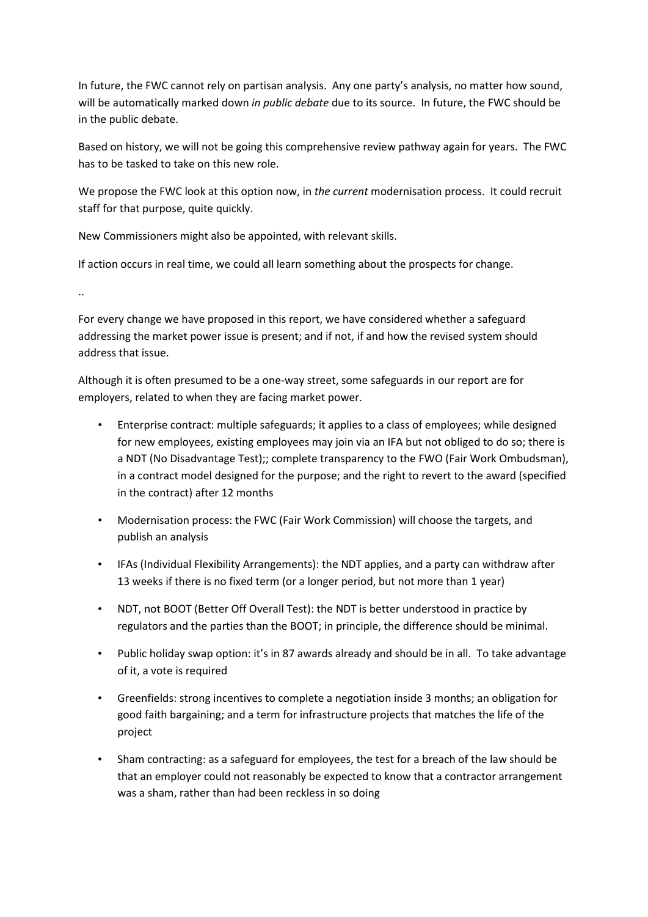In future, the FWC cannot rely on partisan analysis. Any one party's analysis, no matter how sound, will be automatically marked down *in public debate* due to its source. In future, the FWC should be in the public debate.

Based on history, we will not be going this comprehensive review pathway again for years. The FWC has to be tasked to take on this new role.

We propose the FWC look at this option now, in *the current* modernisation process. It could recruit staff for that purpose, quite quickly.

New Commissioners might also be appointed, with relevant skills.

If action occurs in real time, we could all learn something about the prospects for change.

..

For every change we have proposed in this report, we have considered whether a safeguard addressing the market power issue is present; and if not, if and how the revised system should address that issue.

Although it is often presumed to be a one-way street, some safeguards in our report are for employers, related to when they are facing market power.

- Enterprise contract: multiple safeguards; it applies to a class of employees; while designed for new employees, existing employees may join via an IFA but not obliged to do so; there is a NDT (No Disadvantage Test);; complete transparency to the FWO (Fair Work Ombudsman), in a contract model designed for the purpose; and the right to revert to the award (specified in the contract) after 12 months
- Modernisation process: the FWC (Fair Work Commission) will choose the targets, and publish an analysis
- IFAs (Individual Flexibility Arrangements): the NDT applies, and a party can withdraw after 13 weeks if there is no fixed term (or a longer period, but not more than 1 year)
- NDT, not BOOT (Better Off Overall Test): the NDT is better understood in practice by regulators and the parties than the BOOT; in principle, the difference should be minimal.
- Public holiday swap option: it's in 87 awards already and should be in all. To take advantage of it, a vote is required
- Greenfields: strong incentives to complete a negotiation inside 3 months; an obligation for good faith bargaining; and a term for infrastructure projects that matches the life of the project
- Sham contracting: as a safeguard for employees, the test for a breach of the law should be that an employer could not reasonably be expected to know that a contractor arrangement was a sham, rather than had been reckless in so doing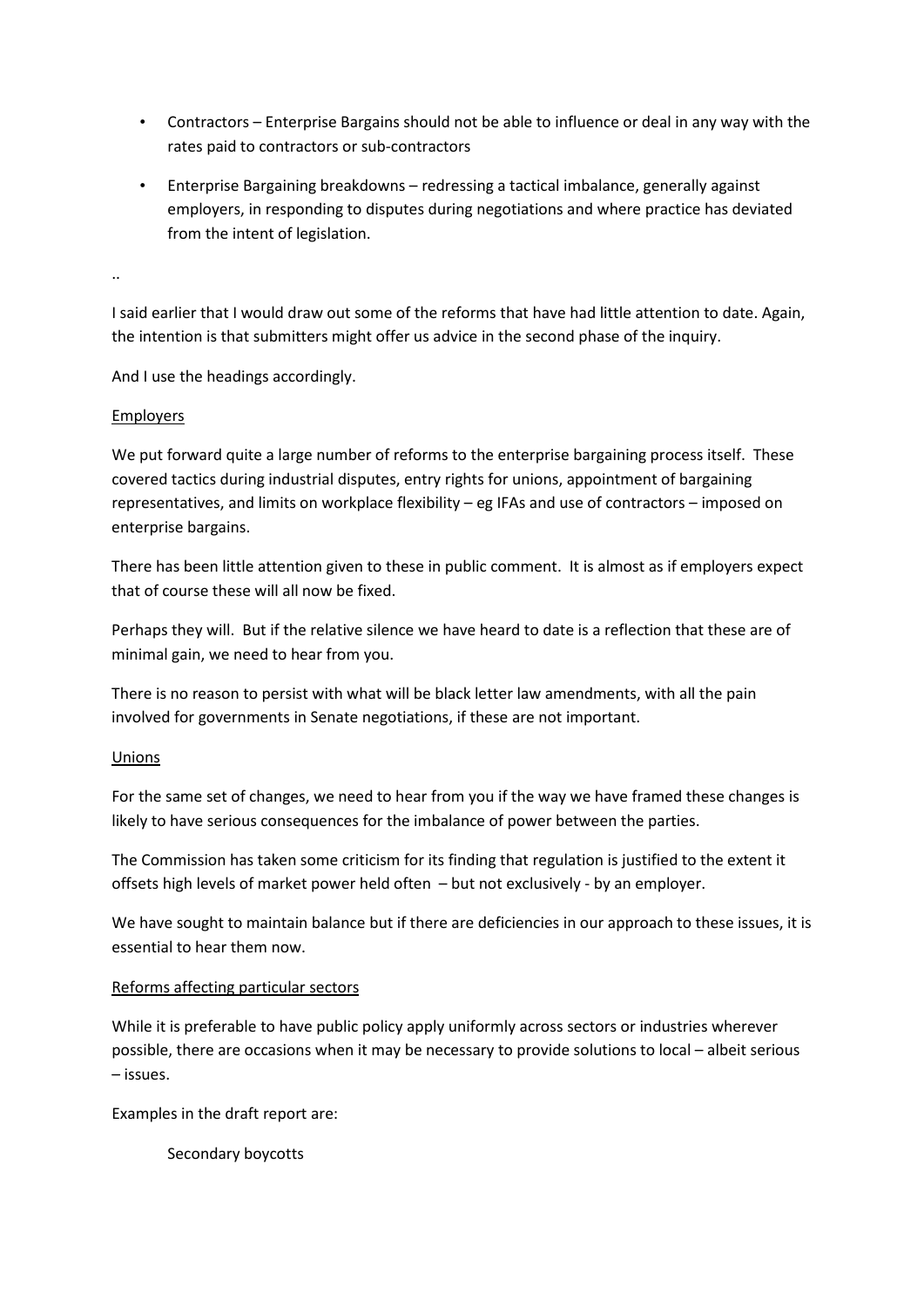- Contractors – Enterprise Bargains should not be able to influence or deal in any way with the rates paid to contractors or sub-contractors
- Enterprise Bargaining breakdowns – redressing a tactical imbalance, generally against employers, in responding to disputes during negotiations and where practice has deviated from the intent of legislation.

..

I said earlier that I would draw out some of the reforms that have had little attention to date. Again, the intention is that submitters might offer us advice in the second phase of the inquiry.

And I use the headings accordingly.

<u>Employers</u>

We put forward quite a large number of reforms to the enterprise bargaining process itself. These covered tactics during industrial disputes, entry rights for unions, appointment of bargaining representatives, and limits on workplace flexibility – eg IFAs and use of contractors – imposed on enterprise bargains.

There has been little attention given to these in public comment. It is almost as if employers expect that of course these will all now be fixed.

Perhaps they will. But if the relative silence we have heard to date is a reflection that these are of minimal gain, we need to hear from you.

There is no reason to persist with what will be black letter law amendments, with all the pain involved for governments in Senate negotiations, if these are not important.

<u>Unions</u>

For the same set of changes, we need to hear from you if the way we have framed these changes is likely to have serious consequences for the imbalance of power between the parties.

The Commission has taken some criticism for its finding that regulation is justified to the extent it offsets high levels of market power held often – but not exclusively - by an employer.

We have sought to maintain balance but if there are deficiencies in our approach to these issues, it is essential to hear them now.

<u>Reforms affecting particular sectors</u>

While it is preferable to have public policy apply uniformly across sectors or industries wherever possible, there are occasions when it may be necessary to provide solutions to local – albeit serious – issues.

Examples in the draft report are:

Secondary boycotts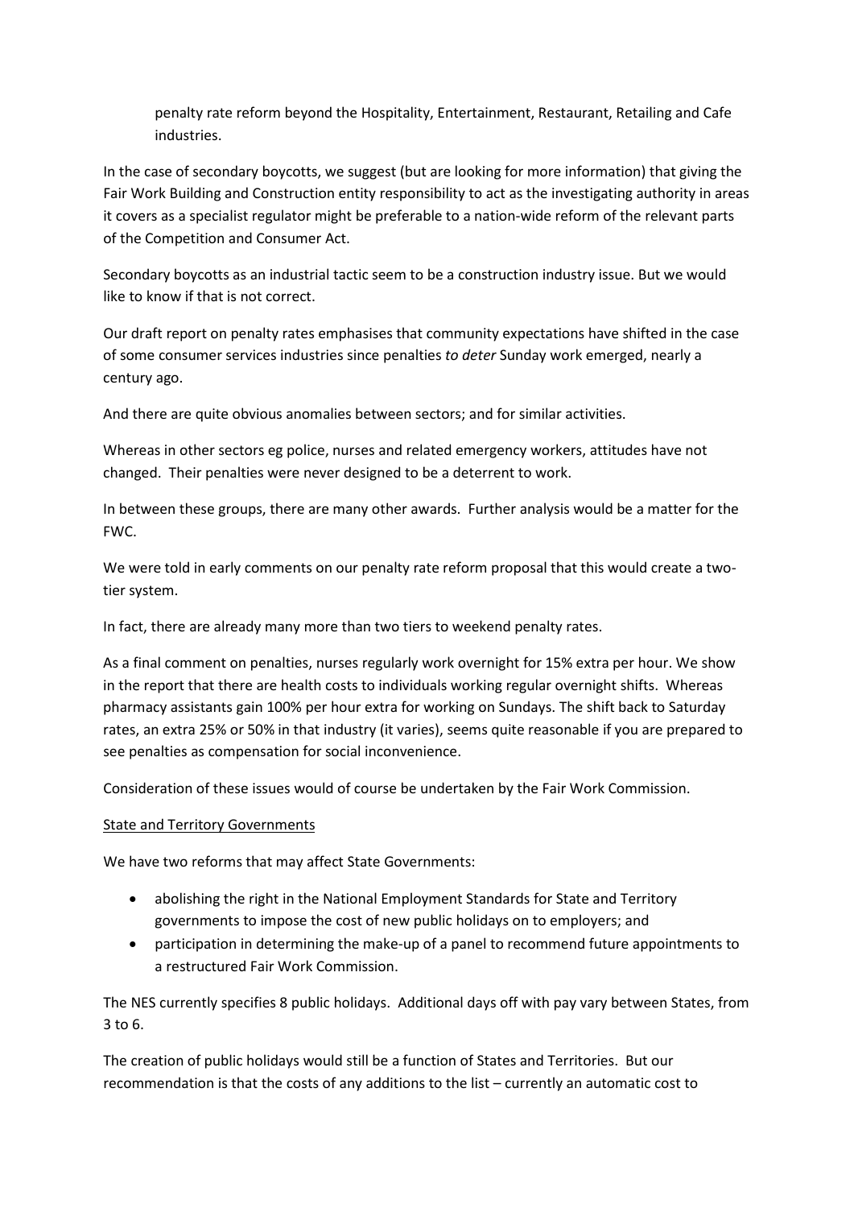penalty rate reform beyond the Hospitality, Entertainment, Restaurant, Retailing and Cafe industries.

In the case of secondary boycotts, we suggest (but are looking for more information) that giving the Fair Work Building and Construction entity responsibility to act as the investigating authority in areas it covers as a specialist regulator might be preferable to a nation-wide reform of the relevant parts of the Competition and Consumer Act.

Secondary boycotts as an industrial tactic seem to be a construction industry issue. But we would like to know if that is not correct.

Our draft report on penalty rates emphasises that community expectations have shifted in the case of some consumer services industries since penalties *to deter* Sunday work emerged, nearly a century ago.

And there are quite obvious anomalies between sectors; and for similar activities.

Whereas in other sectors eg police, nurses and related emergency workers, attitudes have not changed. Their penalties were never designed to be a deterrent to work.

In between these groups, there are many other awards. Further analysis would be a matter for the FWC.

We were told in early comments on our penalty rate reform proposal that this would create a two-tier system.

In fact, there are already many more than two tiers to weekend penalty rates.

As a final comment on penalties, nurses regularly work overnight for 15% extra per hour. We show in the report that there are health costs to individuals working regular overnight shifts. Whereas pharmacy assistants gain 100% per hour extra for working on Sundays. The shift back to Saturday rates, an extra 25% or 50% in that industry (it varies), seems quite reasonable if you are prepared to see penalties as compensation for social inconvenience.

Consideration of these issues would of course be undertaken by the Fair Work Commission.

<u>State and Territory Governments</u>

We have two reforms that may affect State Governments:

- abolishing the right in the National Employment Standards for State and Territory governments to impose the cost of new public holidays on to employers; and
- participation in determining the make-up of a panel to recommend future appointments to a restructured Fair Work Commission.

The NES currently specifies 8 public holidays. Additional days off with pay vary between States, from 3 to 6.

The creation of public holidays would still be a function of States and Territories. But our recommendation is that the costs of any additions to the list – currently an automatic cost to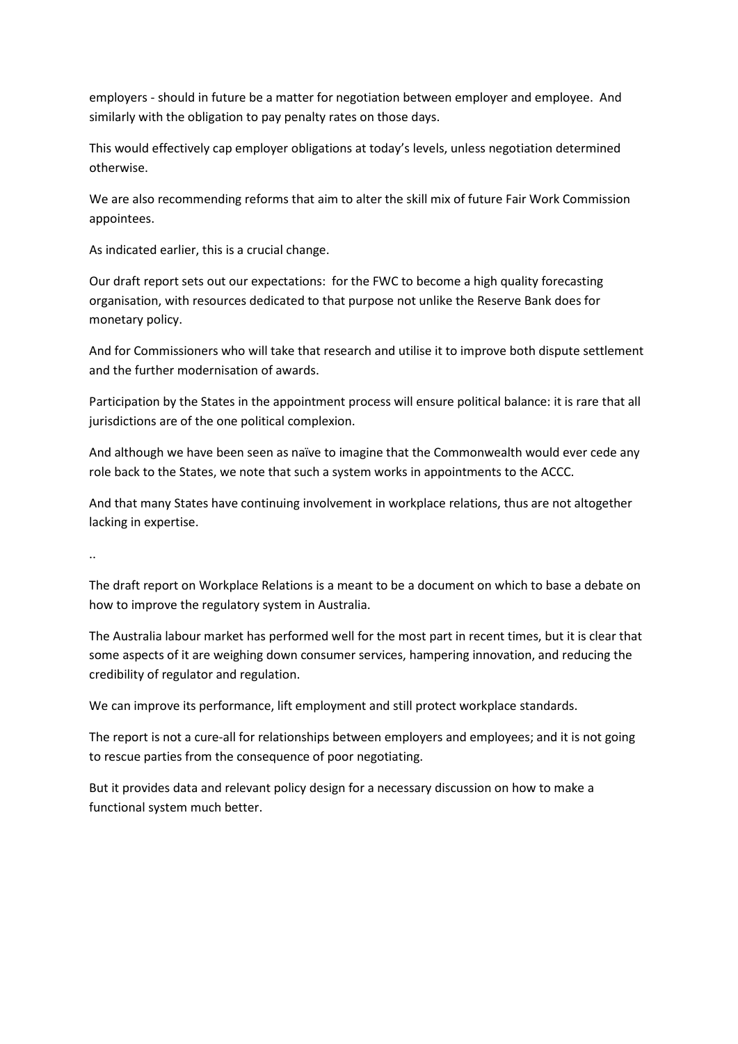employers - should in future be a matter for negotiation between employer and employee. And similarly with the obligation to pay penalty rates on those days.

This would effectively cap employer obligations at today's levels, unless negotiation determined otherwise.

We are also recommending reforms that aim to alter the skill mix of future Fair Work Commission appointees.

As indicated earlier, this is a crucial change.

Our draft report sets out our expectations: for the FWC to become a high quality forecasting organisation, with resources dedicated to that purpose not unlike the Reserve Bank does for monetary policy.

And for Commissioners who will take that research and utilise it to improve both dispute settlement and the further modernisation of awards.

Participation by the States in the appointment process will ensure political balance: it is rare that all jurisdictions are of the one political complexion.

And although we have been seen as naïve to imagine that the Commonwealth would ever cede any role back to the States, we note that such a system works in appointments to the ACCC.

And that many States have continuing involvement in workplace relations, thus are not altogether lacking in expertise.

..

The draft report on Workplace Relations is a meant to be a document on which to base a debate on how to improve the regulatory system in Australia.

The Australia labour market has performed well for the most part in recent times, but it is clear that some aspects of it are weighing down consumer services, hampering innovation, and reducing the credibility of regulator and regulation.

We can improve its performance, lift employment and still protect workplace standards.

The report is not a cure-all for relationships between employers and employees; and it is not going to rescue parties from the consequence of poor negotiating.

But it provides data and relevant policy design for a necessary discussion on how to make a functional system much better.